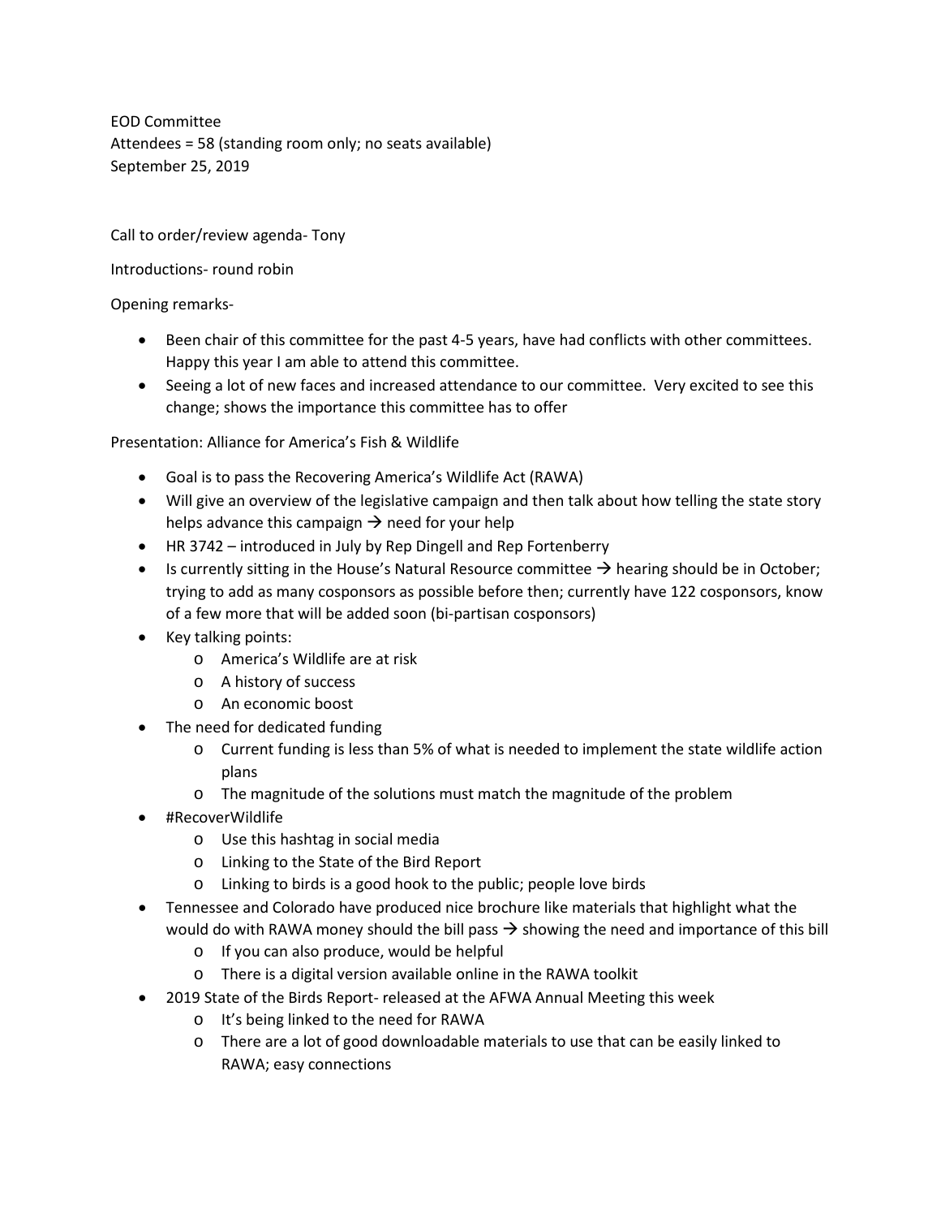EOD Committee
Attendees = 58 (standing room only; no seats available)
September 25, 2019

Call to order/review agenda- Tony

Introductions- round robin

Opening remarks-

- Been chair of this committee for the past 4-5 years, have had conflicts with other committees. Happy this year I am able to attend this committee.
- Seeing a lot of new faces and increased attendance to our committee. Very excited to see this change; shows the importance this committee has to offer

Presentation: Alliance for America's Fish & Wildlife

- Goal is to pass the Recovering America's Wildlife Act (RAWA)
- Will give an overview of the legislative campaign and then talk about how telling the state story helps advance this campaign → need for your help
- HR 3742 – introduced in July by Rep Dingell and Rep Fortenberry
- Is currently sitting in the House's Natural Resource committee → hearing should be in October; trying to add as many cosponsors as possible before then; currently have 122 cosponsors, know of a few more that will be added soon (bi-partisan cosponsors)
- Key talking points:
  - America's Wildlife are at risk
  - A history of success
  - An economic boost
- The need for dedicated funding
  - Current funding is less than 5% of what is needed to implement the state wildlife action plans
  - The magnitude of the solutions must match the magnitude of the problem
- #RecoverWildlife
  - Use this hashtag in social media
  - Linking to the State of the Bird Report
  - Linking to birds is a good hook to the public; people love birds
- Tennessee and Colorado have produced nice brochure like materials that highlight what the would do with RAWA money should the bill pass → showing the need and importance of this bill
  - If you can also produce, would be helpful
  - There is a digital version available online in the RAWA toolkit
- 2019 State of the Birds Report- released at the AFWA Annual Meeting this week
  - It's being linked to the need for RAWA
  - There are a lot of good downloadable materials to use that can be easily linked to RAWA; easy connections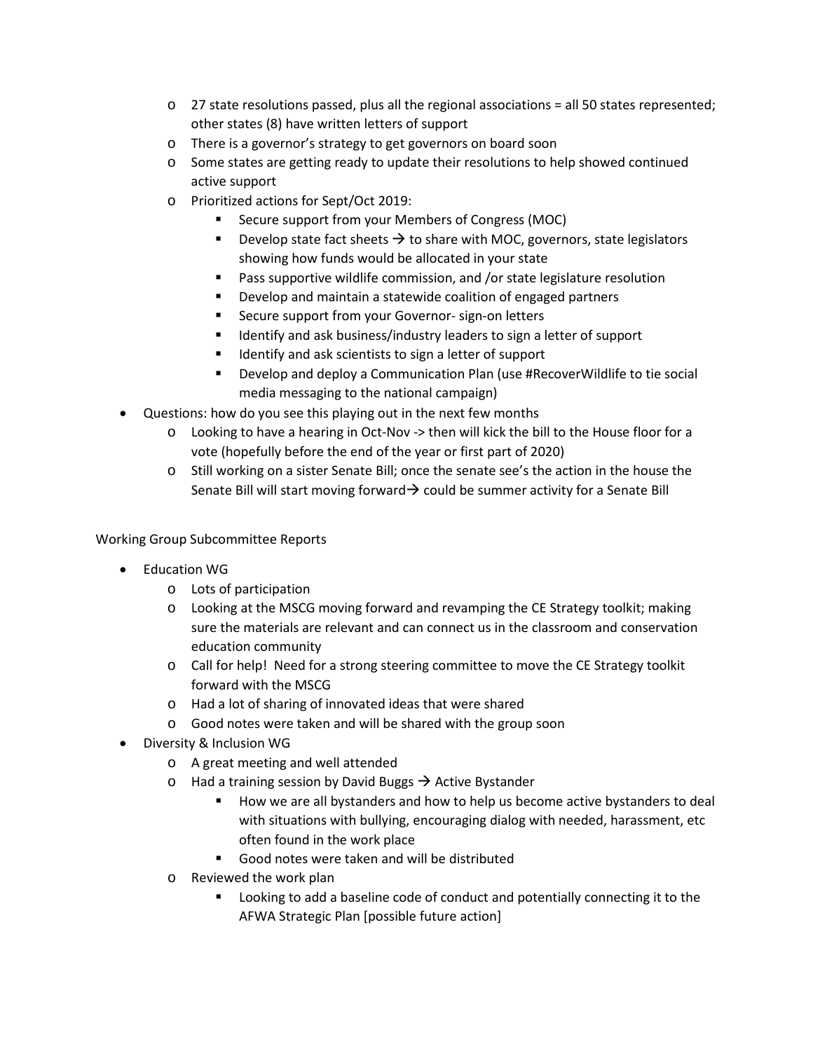- 27 state resolutions passed, plus all the regional associations = all 50 states represented; other states (8) have written letters of support
    - There is a governor's strategy to get governors on board soon
    - Some states are getting ready to update their resolutions to help showed continued active support
    - Prioritized actions for Sept/Oct 2019:
        - Secure support from your Members of Congress (MOC)
        - Develop state fact sheets → to share with MOC, governors, state legislators showing how funds would be allocated in your state
        - Pass supportive wildlife commission, and /or state legislature resolution
        - Develop and maintain a statewide coalition of engaged partners
        - Secure support from your Governor- sign-on letters
        - Identify and ask business/industry leaders to sign a letter of support
        - Identify and ask scientists to sign a letter of support
        - Develop and deploy a Communication Plan (use #RecoverWildlife to tie social media messaging to the national campaign)
- Questions: how do you see this playing out in the next few months
    - Looking to have a hearing in Oct-Nov -> then will kick the bill to the House floor for a vote (hopefully before the end of the year or first part of 2020)
    - Still working on a sister Senate Bill; once the senate see's the action in the house the Senate Bill will start moving forward→ could be summer activity for a Senate Bill

Working Group Subcommittee Reports

- Education WG
    - Lots of participation
    - Looking at the MSCG moving forward and revamping the CE Strategy toolkit; making sure the materials are relevant and can connect us in the classroom and conservation education community
    - Call for help! Need for a strong steering committee to move the CE Strategy toolkit forward with the MSCG
    - Had a lot of sharing of innovated ideas that were shared
    - Good notes were taken and will be shared with the group soon
- Diversity & Inclusion WG
    - A great meeting and well attended
    - Had a training session by David Buggs → Active Bystander
        - How we are all bystanders and how to help us become active bystanders to deal with situations with bullying, encouraging dialog with needed, harassment, etc often found in the work place
        - Good notes were taken and will be distributed
    - Reviewed the work plan
        - Looking to add a baseline code of conduct and potentially connecting it to the AFWA Strategic Plan [possible future action]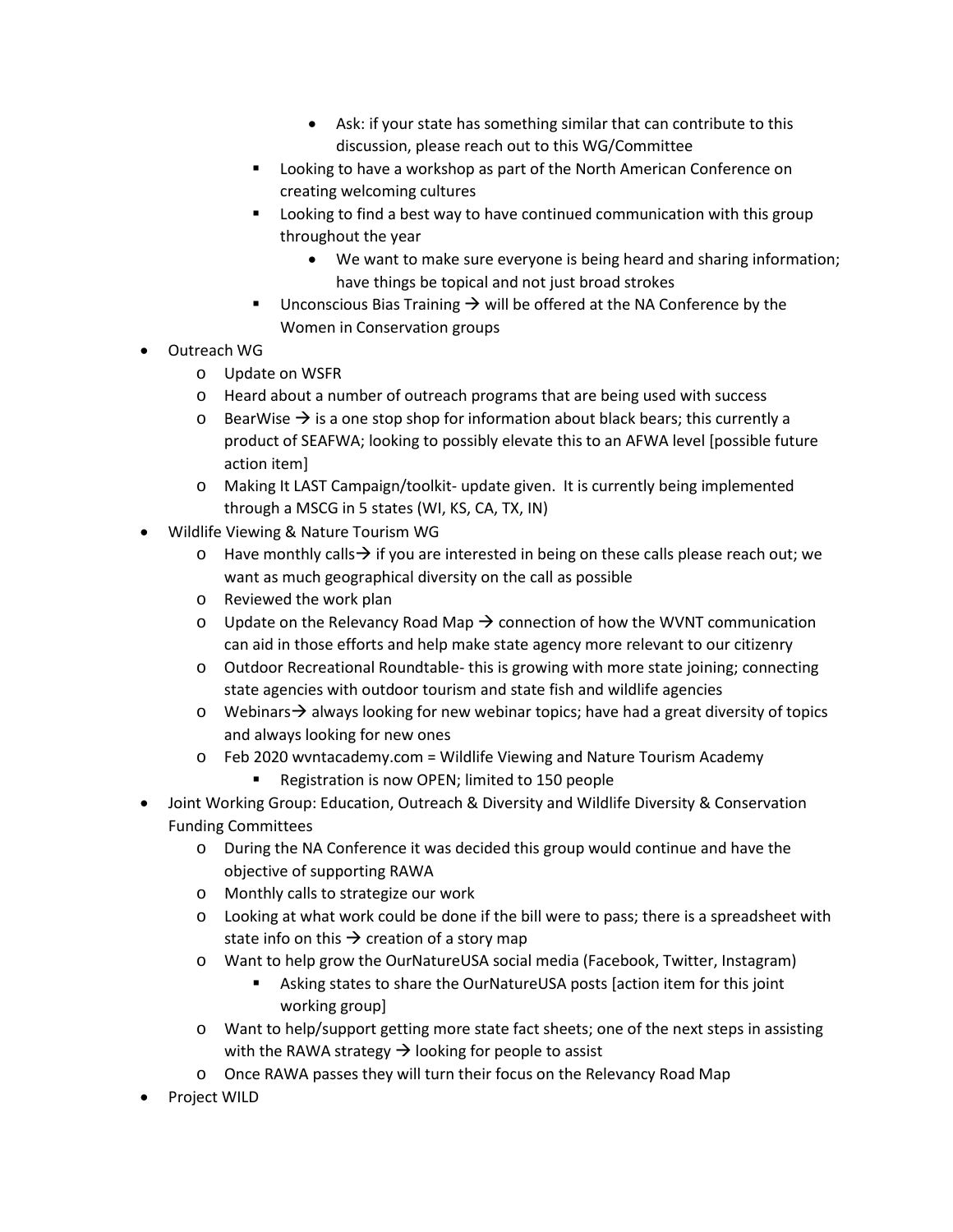- Ask: if your state has something similar that can contribute to this discussion, please reach out to this WG/Committee
    - Looking to have a workshop as part of the North American Conference on creating welcoming cultures
    - Looking to find a best way to have continued communication with this group throughout the year
      - We want to make sure everyone is being heard and sharing information; have things be topical and not just broad strokes
    - Unconscious Bias Training → will be offered at the NA Conference by the Women in Conservation groups
- Outreach WG
  - Update on WSFR
  - Heard about a number of outreach programs that are being used with success
  - BearWise → is a one stop shop for information about black bears; this currently a product of SEAFWA; looking to possibly elevate this to an AFWA level [possible future action item]
  - Making It LAST Campaign/toolkit- update given. It is currently being implemented through a MSCG in 5 states (WI, KS, CA, TX, IN)
- Wildlife Viewing & Nature Tourism WG
  - Have monthly calls→ if you are interested in being on these calls please reach out; we want as much geographical diversity on the call as possible
  - Reviewed the work plan
  - Update on the Relevancy Road Map → connection of how the WVNT communication can aid in those efforts and help make state agency more relevant to our citizenry
  - Outdoor Recreational Roundtable- this is growing with more state joining; connecting state agencies with outdoor tourism and state fish and wildlife agencies
  - Webinars→ always looking for new webinar topics; have had a great diversity of topics and always looking for new ones
  - Feb 2020 wvntacademy.com = Wildlife Viewing and Nature Tourism Academy
    - Registration is now OPEN; limited to 150 people
- Joint Working Group: Education, Outreach & Diversity and Wildlife Diversity & Conservation Funding Committees
  - During the NA Conference it was decided this group would continue and have the objective of supporting RAWA
  - Monthly calls to strategize our work
  - Looking at what work could be done if the bill were to pass; there is a spreadsheet with state info on this → creation of a story map
  - Want to help grow the OurNatureUSA social media (Facebook, Twitter, Instagram)
    - Asking states to share the OurNatureUSA posts [action item for this joint working group]
  - Want to help/support getting more state fact sheets; one of the next steps in assisting with the RAWA strategy → looking for people to assist
  - Once RAWA passes they will turn their focus on the Relevancy Road Map
- Project WILD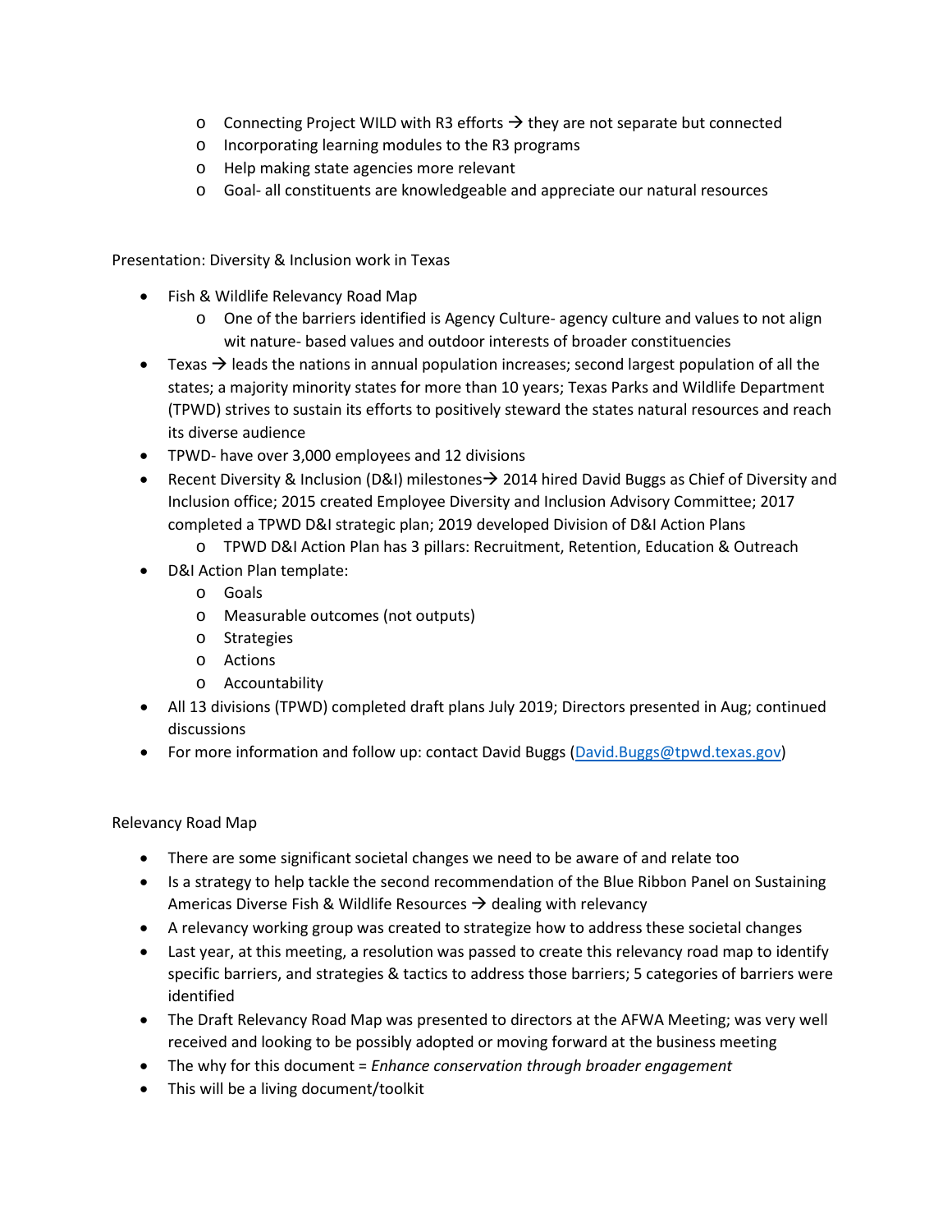- Connecting Project WILD with R3 efforts → they are not separate but connected
  - Incorporating learning modules to the R3 programs
  - Help making state agencies more relevant
  - Goal- all constituents are knowledgeable and appreciate our natural resources

Presentation: Diversity & Inclusion work in Texas

- Fish & Wildlife Relevancy Road Map
  - One of the barriers identified is Agency Culture- agency culture and values to not align wit nature- based values and outdoor interests of broader constituencies
- Texas → leads the nations in annual population increases; second largest population of all the states; a majority minority states for more than 10 years; Texas Parks and Wildlife Department (TPWD) strives to sustain its efforts to positively steward the states natural resources and reach its diverse audience
- TPWD- have over 3,000 employees and 12 divisions
- Recent Diversity & Inclusion (D&I) milestones→ 2014 hired David Buggs as Chief of Diversity and Inclusion office; 2015 created Employee Diversity and Inclusion Advisory Committee; 2017 completed a TPWD D&I strategic plan; 2019 developed Division of D&I Action Plans
  - TPWD D&I Action Plan has 3 pillars: Recruitment, Retention, Education & Outreach
- D&I Action Plan template:
  - Goals
  - Measurable outcomes (not outputs)
  - Strategies
  - Actions
  - Accountability
- All 13 divisions (TPWD) completed draft plans July 2019; Directors presented in Aug; continued discussions
- For more information and follow up: contact David Buggs (David.Buggs@tpwd.texas.gov)

Relevancy Road Map

- There are some significant societal changes we need to be aware of and relate too
- Is a strategy to help tackle the second recommendation of the Blue Ribbon Panel on Sustaining Americas Diverse Fish & Wildlife Resources → dealing with relevancy
- A relevancy working group was created to strategize how to address these societal changes
- Last year, at this meeting, a resolution was passed to create this relevancy road map to identify specific barriers, and strategies & tactics to address those barriers; 5 categories of barriers were identified
- The Draft Relevancy Road Map was presented to directors at the AFWA Meeting; was very well received and looking to be possibly adopted or moving forward at the business meeting
- The why for this document = *Enhance conservation through broader engagement*
- This will be a living document/toolkit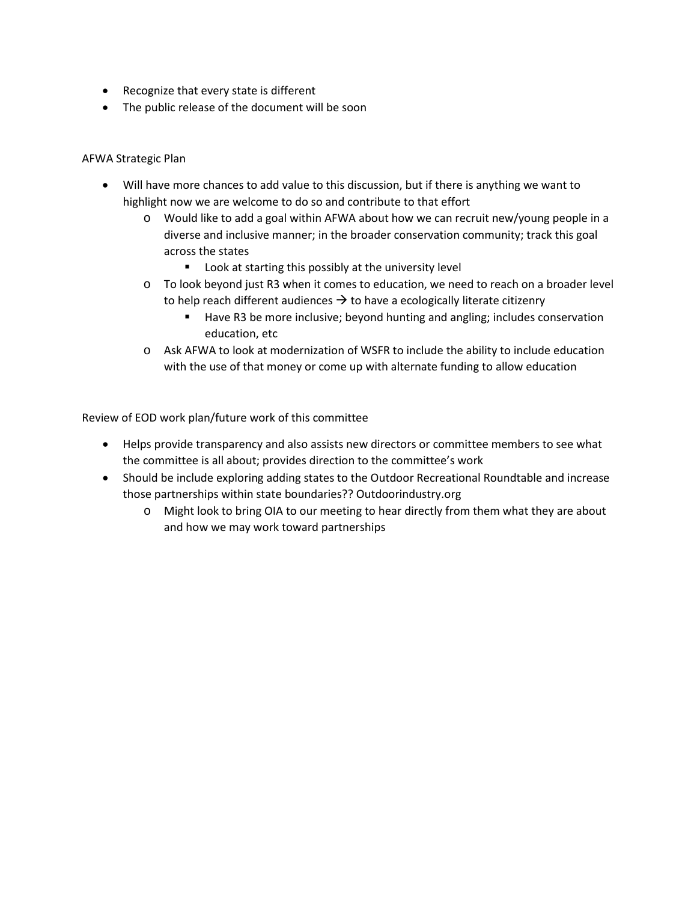- Recognize that every state is different
- The public release of the document will be soon

AFWA Strategic Plan

- Will have more chances to add value to this discussion, but if there is anything we want to highlight now we are welcome to do so and contribute to that effort
    - Would like to add a goal within AFWA about how we can recruit new/young people in a diverse and inclusive manner; in the broader conservation community; track this goal across the states
        - Look at starting this possibly at the university level
    - To look beyond just R3 when it comes to education, we need to reach on a broader level to help reach different audiences → to have a ecologically literate citizenry
        - Have R3 be more inclusive; beyond hunting and angling; includes conservation education, etc
    - Ask AFWA to look at modernization of WSFR to include the ability to include education with the use of that money or come up with alternate funding to allow education

Review of EOD work plan/future work of this committee

- Helps provide transparency and also assists new directors or committee members to see what the committee is all about; provides direction to the committee's work
- Should be include exploring adding states to the Outdoor Recreational Roundtable and increase those partnerships within state boundaries?? Outdoorindustry.org
    - Might look to bring OIA to our meeting to hear directly from them what they are about and how we may work toward partnerships